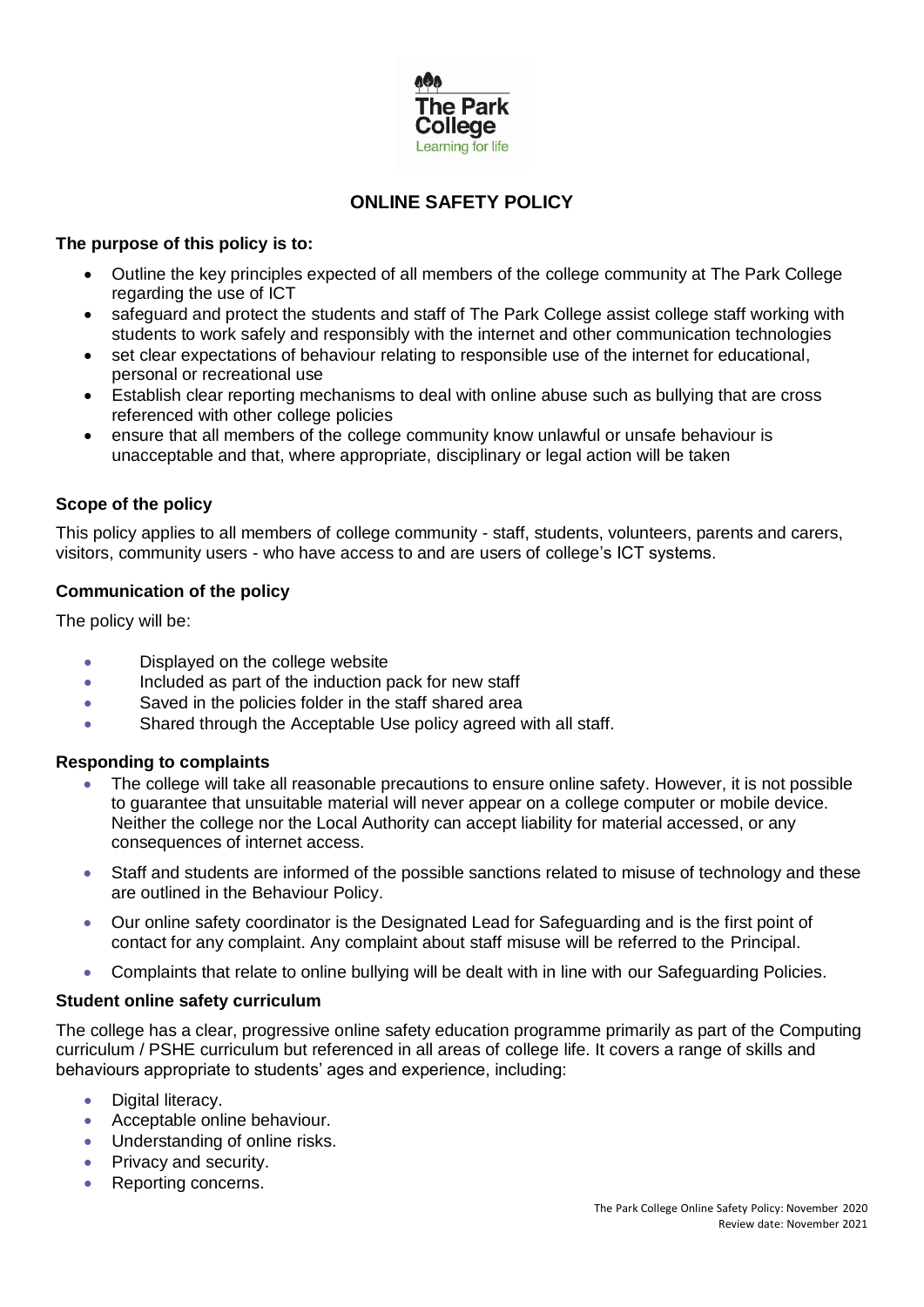# ONLINE SAFETY POLICY

**The purpose of this policy is to:**

- Outline the key principles expected of all members of the college community at The Park College regarding the use of ICT
- safeguard and protect the students and staff of The Park College assist college staff working with students to work safely and responsibly with the internet and other communication technologies
- set clear expectations of behaviour relating to responsible use of the internet for educational, personal or recreational use
- Establish clear reporting mechanisms to deal with online abuse such as bullying that are cross referenced with other college policies
- ensure that all members of the college community know unlawful or unsafe behaviour is unacceptable and that, where appropriate, disciplinary or legal action will be taken

### Scope of the policy

This policy applies to all members of college community - staff, students, volunteers, parents and carers, visitors, community users - who have access to and are users of college's ICT systems.

### Communication of the policy

The policy will be:

- Displayed on the college website
- Included as part of the induction pack for new staff
- Saved in the policies folder in the staff shared area
- Shared through the Acceptable Use policy agreed with all staff.

### Responding to complaints

- The college will take all reasonable precautions to ensure online safety. However, it is not possible to guarantee that unsuitable material will never appear on a college computer or mobile device. Neither the college nor the Local Authority can accept liability for material accessed, or any consequences of internet access.
- Staff and students are informed of the possible sanctions related to misuse of technology and these are outlined in the Behaviour Policy.
- Our online safety coordinator is the Designated Lead for Safeguarding and is the first point of contact for any complaint. Any complaint about staff misuse will be referred to the Principal.
- Complaints that relate to online bullying will be dealt with in line with our Safeguarding Policies.

### Student online safety curriculum

The college has a clear, progressive online safety education programme primarily as part of the Computing curriculum / PSHE curriculum but referenced in all areas of college life. It covers a range of skills and behaviours appropriate to students' ages and experience, including:

- Digital literacy.
- Acceptable online behaviour.
- Understanding of online risks.
- Privacy and security.
- Reporting concerns.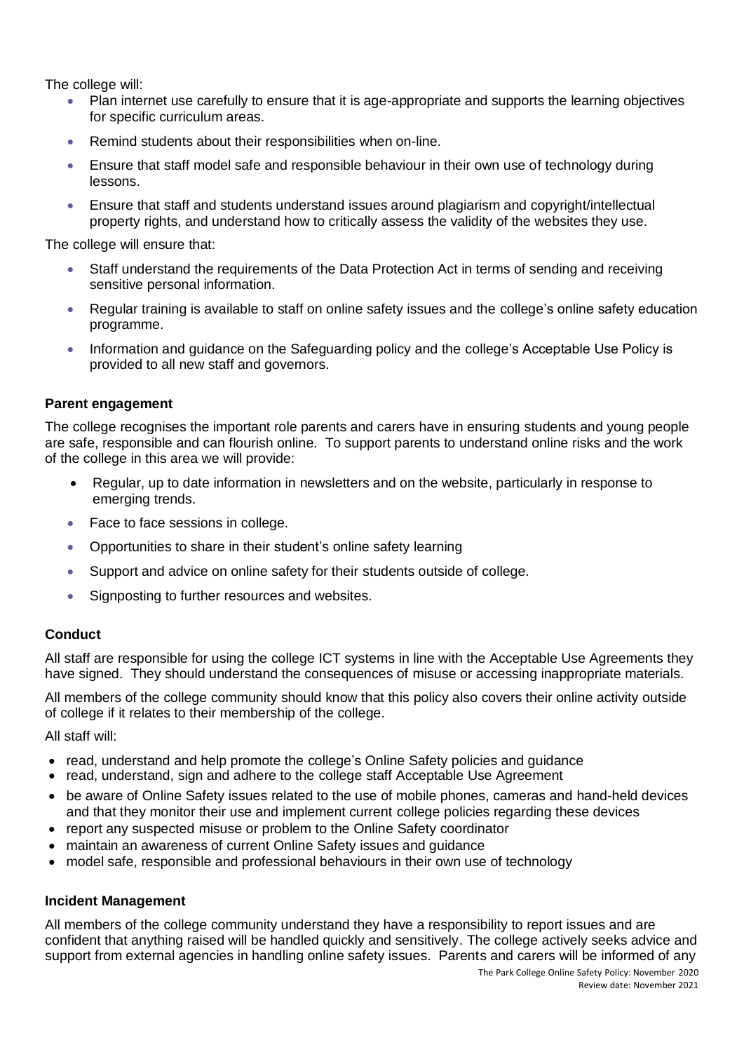The college will:

- Plan internet use carefully to ensure that it is age-appropriate and supports the learning objectives for specific curriculum areas.
- Remind students about their responsibilities when on-line.
- Ensure that staff model safe and responsible behaviour in their own use of technology during lessons.
- Ensure that staff and students understand issues around plagiarism and copyright/intellectual property rights, and understand how to critically assess the validity of the websites they use.

The college will ensure that:

- Staff understand the requirements of the Data Protection Act in terms of sending and receiving sensitive personal information.
- Regular training is available to staff on online safety issues and the college's online safety education programme.
- Information and guidance on the Safeguarding policy and the college's Acceptable Use Policy is provided to all new staff and governors.

**Parent engagement**

The college recognises the important role parents and carers have in ensuring students and young people are safe, responsible and can flourish online. To support parents to understand online risks and the work of the college in this area we will provide:

- Regular, up to date information in newsletters and on the website, particularly in response to emerging trends.
- Face to face sessions in college.
- Opportunities to share in their student's online safety learning
- Support and advice on online safety for their students outside of college.
- Signposting to further resources and websites.

**Conduct**

All staff are responsible for using the college ICT systems in line with the Acceptable Use Agreements they have signed. They should understand the consequences of misuse or accessing inappropriate materials.

All members of the college community should know that this policy also covers their online activity outside of college if it relates to their membership of the college.

All staff will:

- read, understand and help promote the college's Online Safety policies and guidance
- read, understand, sign and adhere to the college staff Acceptable Use Agreement
- be aware of Online Safety issues related to the use of mobile phones, cameras and hand-held devices and that they monitor their use and implement current college policies regarding these devices
- report any suspected misuse or problem to the Online Safety coordinator
- maintain an awareness of current Online Safety issues and guidance
- model safe, responsible and professional behaviours in their own use of technology

**Incident Management**

All members of the college community understand they have a responsibility to report issues and are confident that anything raised will be handled quickly and sensitively. The college actively seeks advice and support from external agencies in handling online safety issues. Parents and carers will be informed of any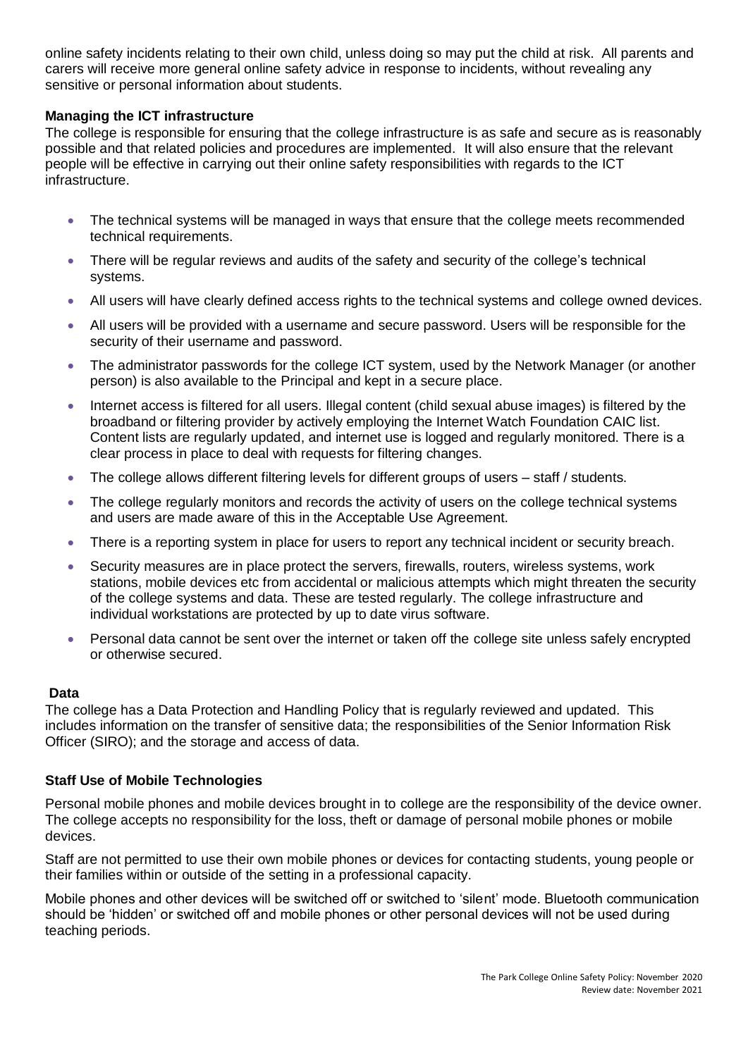online safety incidents relating to their own child, unless doing so may put the child at risk. All parents and carers will receive more general online safety advice in response to incidents, without revealing any sensitive or personal information about students.

**Managing the ICT infrastructure**

The college is responsible for ensuring that the college infrastructure is as safe and secure as is reasonably possible and that related policies and procedures are implemented. It will also ensure that the relevant people will be effective in carrying out their online safety responsibilities with regards to the ICT infrastructure.

- The technical systems will be managed in ways that ensure that the college meets recommended technical requirements.
- There will be regular reviews and audits of the safety and security of the college's technical systems.
- All users will have clearly defined access rights to the technical systems and college owned devices.
- All users will be provided with a username and secure password. Users will be responsible for the security of their username and password.
- The administrator passwords for the college ICT system, used by the Network Manager (or another person) is also available to the Principal and kept in a secure place.
- Internet access is filtered for all users. Illegal content (child sexual abuse images) is filtered by the broadband or filtering provider by actively employing the Internet Watch Foundation CAIC list. Content lists are regularly updated, and internet use is logged and regularly monitored. There is a clear process in place to deal with requests for filtering changes.
- The college allows different filtering levels for different groups of users – staff / students.
- The college regularly monitors and records the activity of users on the college technical systems and users are made aware of this in the Acceptable Use Agreement.
- There is a reporting system in place for users to report any technical incident or security breach.
- Security measures are in place protect the servers, firewalls, routers, wireless systems, work stations, mobile devices etc from accidental or malicious attempts which might threaten the security of the college systems and data. These are tested regularly. The college infrastructure and individual workstations are protected by up to date virus software.
- Personal data cannot be sent over the internet or taken off the college site unless safely encrypted or otherwise secured.

**Data**

The college has a Data Protection and Handling Policy that is regularly reviewed and updated. This includes information on the transfer of sensitive data; the responsibilities of the Senior Information Risk Officer (SIRO); and the storage and access of data.

**Staff Use of Mobile Technologies**

Personal mobile phones and mobile devices brought in to college are the responsibility of the device owner. The college accepts no responsibility for the loss, theft or damage of personal mobile phones or mobile devices.

Staff are not permitted to use their own mobile phones or devices for contacting students, young people or their families within or outside of the setting in a professional capacity.

Mobile phones and other devices will be switched off or switched to 'silent' mode. Bluetooth communication should be 'hidden' or switched off and mobile phones or other personal devices will not be used during teaching periods.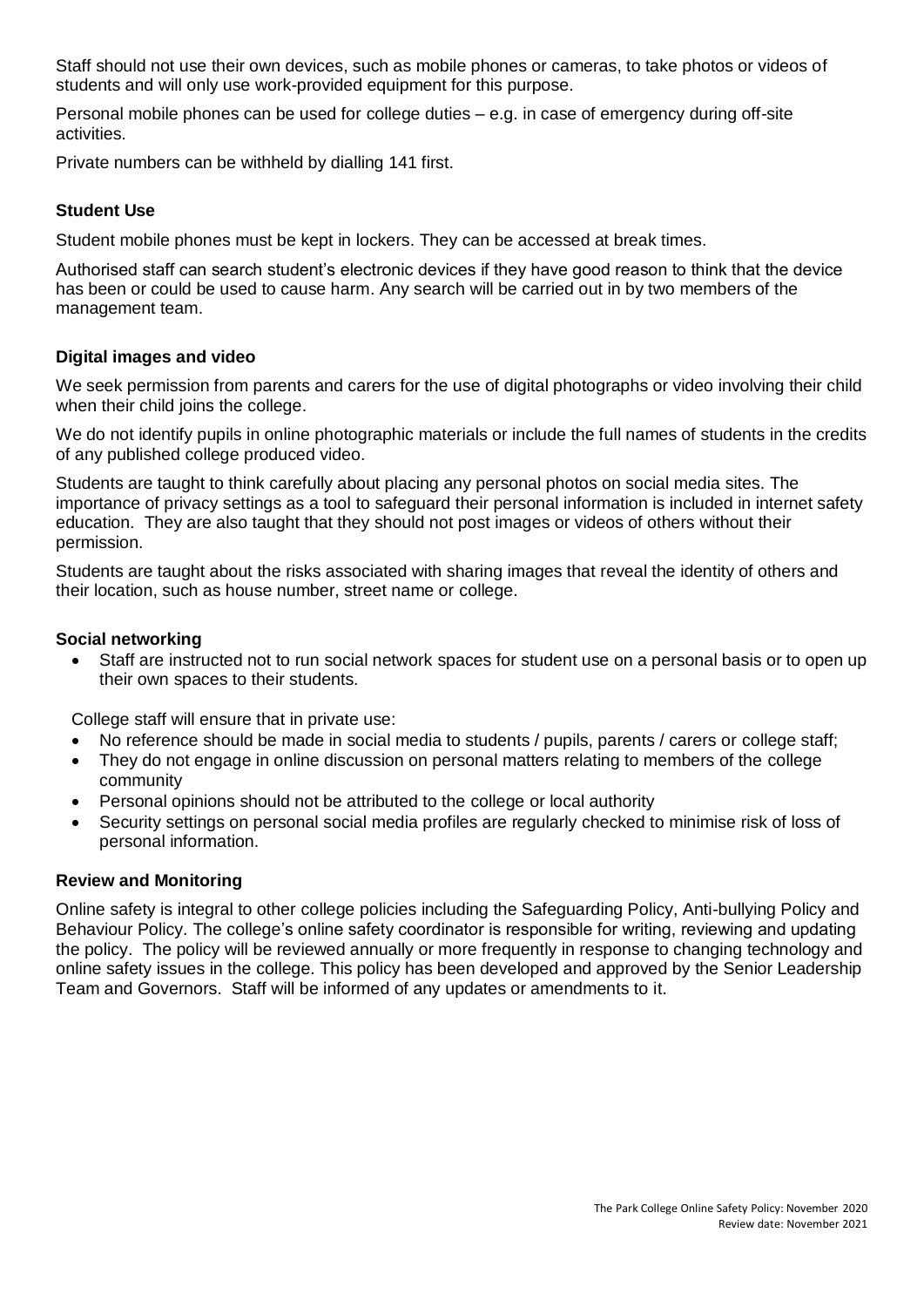Staff should not use their own devices, such as mobile phones or cameras, to take photos or videos of students and will only use work-provided equipment for this purpose.

Personal mobile phones can be used for college duties – e.g. in case of emergency during off-site activities.

Private numbers can be withheld by dialling 141 first.

**Student Use**

Student mobile phones must be kept in lockers. They can be accessed at break times.

Authorised staff can search student's electronic devices if they have good reason to think that the device has been or could be used to cause harm. Any search will be carried out in by two members of the management team.

**Digital images and video**

We seek permission from parents and carers for the use of digital photographs or video involving their child when their child joins the college.

We do not identify pupils in online photographic materials or include the full names of students in the credits of any published college produced video.

Students are taught to think carefully about placing any personal photos on social media sites. The importance of privacy settings as a tool to safeguard their personal information is included in internet safety education. They are also taught that they should not post images or videos of others without their permission.

Students are taught about the risks associated with sharing images that reveal the identity of others and their location, such as house number, street name or college.

**Social networking**

- Staff are instructed not to run social network spaces for student use on a personal basis or to open up their own spaces to their students.

College staff will ensure that in private use:

- No reference should be made in social media to students / pupils, parents / carers or college staff;
- They do not engage in online discussion on personal matters relating to members of the college community
- Personal opinions should not be attributed to the college or local authority
- Security settings on personal social media profiles are regularly checked to minimise risk of loss of personal information.

**Review and Monitoring**

Online safety is integral to other college policies including the Safeguarding Policy, Anti-bullying Policy and Behaviour Policy. The college's online safety coordinator is responsible for writing, reviewing and updating the policy. The policy will be reviewed annually or more frequently in response to changing technology and online safety issues in the college. This policy has been developed and approved by the Senior Leadership Team and Governors. Staff will be informed of any updates or amendments to it.